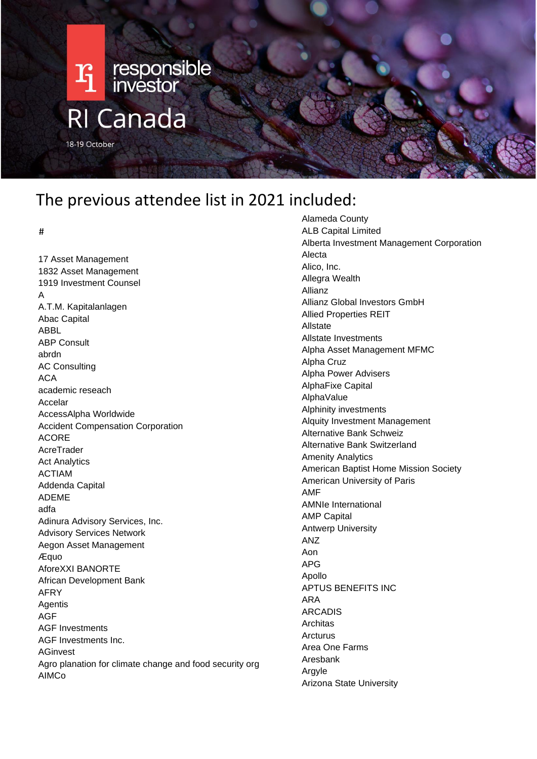responsible investor

# RI Canada

18-19 October

## The previous attendee list in 2021 included:

#

17 Asset Management
1832 Asset Management
1919 Investment Counsel
A
A.T.M. Kapitalanlagen
Abac Capital
ABBL
ABP Consult
abrdn
AC Consulting
ACA
academic reseach
Accelar
AccessAlpha Worldwide
Accident Compensation Corporation
ACORE
AcreTrader
Act Analytics
ACTIAM
Addenda Capital
ADEME
adfa
Adinura Advisory Services, Inc.
Advisory Services Network
Aegon Asset Management
Æquo
AforeXXI BANORTE
African Development Bank
AFRY
Agentis
AGF
AGF Investments
AGF Investments Inc.
AGinvest
Agro planation for climate change and food security org
AIMCo
Alameda County
ALB Capital Limited
Alberta Investment Management Corporation
Alecta
Alico, Inc.
Allegra Wealth
Allianz
Allianz Global Investors GmbH
Allied Properties REIT
Allstate
Allstate Investments
Alpha Asset Management MFMC
Alpha Cruz
Alpha Power Advisers
AlphaFixe Capital
AlphaValue
Alphinity investments
Alquity Investment Management
Alternative Bank Schweiz
Alternative Bank Switzerland
Amenity Analytics
American Baptist Home Mission Society
American University of Paris
AMF
AMNIe International
AMP Capital
Antwerp University
ANZ
Aon
APG
Apollo
APTUS BENEFITS INC
ARA
ARCADIS
Architas
Arcturus
Area One Farms
Aresbank
Argyle
Arizona State University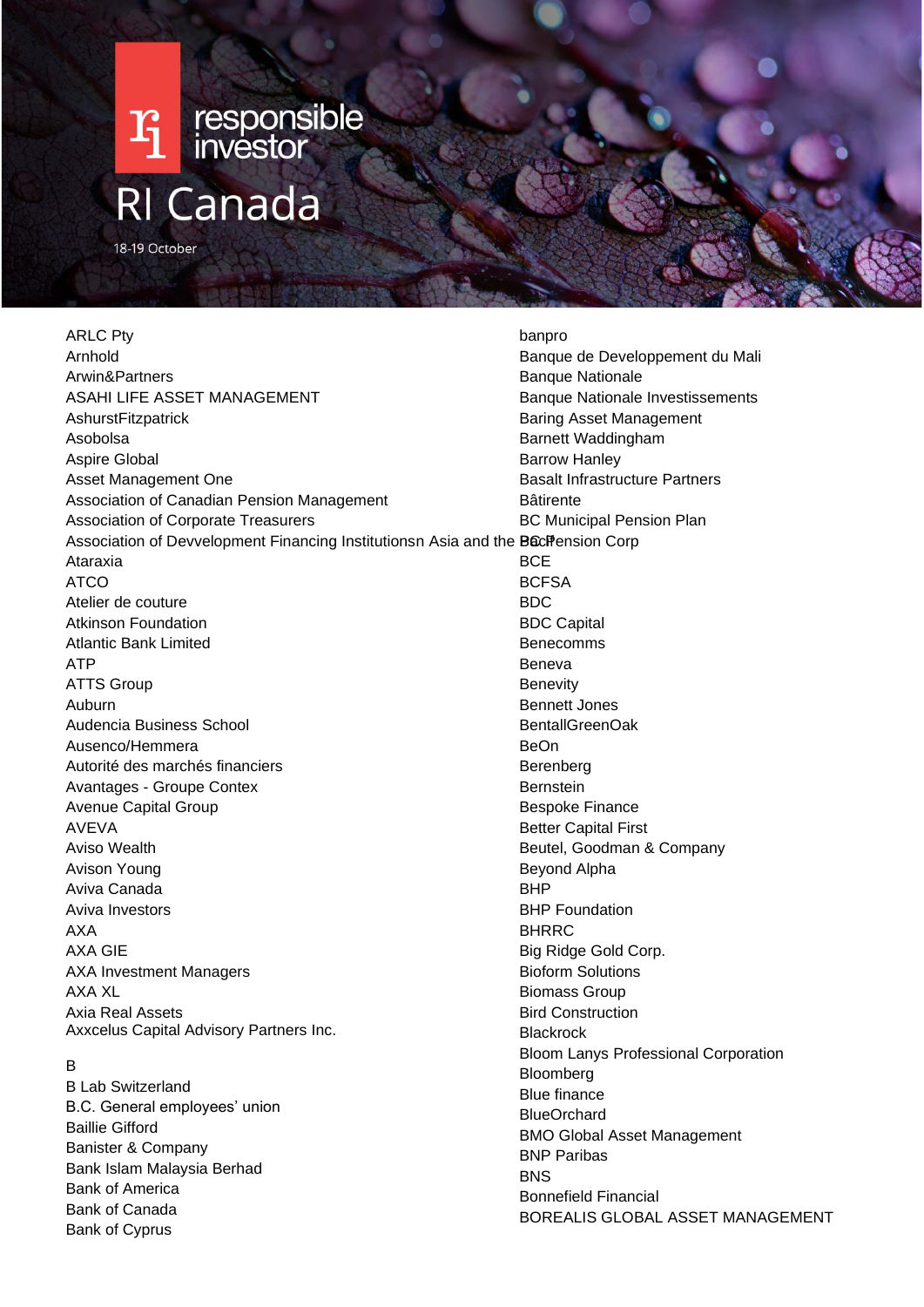# responsible investor

# RI Canada

18-19 October

ARLC Pty
Arnhold
Arwin&Partners
ASAHI LIFE ASSET MANAGEMENT
AshurstFitzpatrick
Asobolsa
Aspire Global
Asset Management One
Association of Canadian Pension Management
Association of Corporate Treasurers
Association of Devvelopment Financing Institutionsn Asia and the Pacific
Ataraxia
ATCO
Atelier de couture
Atkinson Foundation
Atlantic Bank Limited
ATP
ATTS Group
Auburn
Audencia Business School
Ausenco/Hemmera
Autorité des marchés financiers
Avantages - Groupe Contex
Avenue Capital Group
AVEVA
Aviso Wealth
Avison Young
Aviva Canada
Aviva Investors
AXA
AXA GIE
AXA Investment Managers
AXA XL
Axia Real Assets
Axxcelus Capital Advisory Partners Inc.

B
B Lab Switzerland
B.C. General employees' union
Baillie Gifford
Banister & Company
Bank Islam Malaysia Berhad
Bank of America
Bank of Canada
Bank of Cyprus
banpro
Banque de Developpement du Mali
Banque Nationale
Banque Nationale Investissements
Baring Asset Management
Barnett Waddingham
Barrow Hanley
Basalt Infrastructure Partners
Bâtirente
BC Municipal Pension Plan
BC Pension Corp
BCE
BCFSA
BDC
BDC Capital
Benecomms
Beneva
Benevity
Bennett Jones
BentallGreenOak
BeOn
Berenberg
Bernstein
Bespoke Finance
Better Capital First
Beutel, Goodman & Company
Beyond Alpha
BHP
BHP Foundation
BHRRC
Big Ridge Gold Corp.
Bioform Solutions
Biomass Group
Bird Construction
Blackrock
Bloom Lanys Professional Corporation
Bloomberg
Blue finance
BlueOrchard
BMO Global Asset Management
BNP Paribas
BNS
Bonnefield Financial
BOREALIS GLOBAL ASSET MANAGEMENT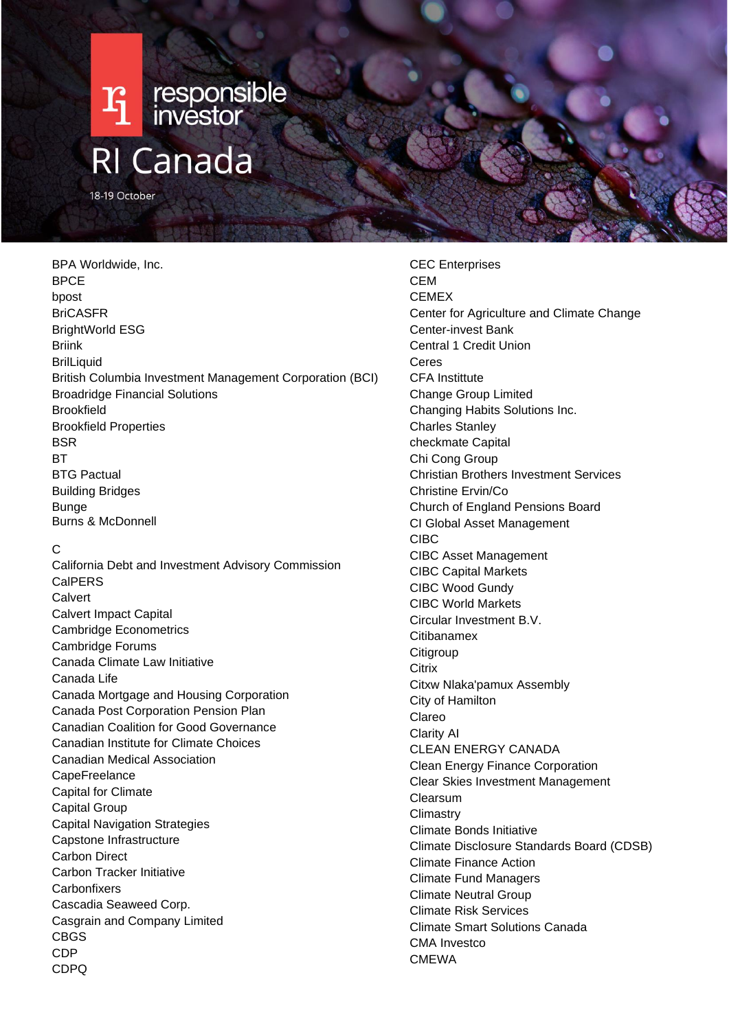# RI Canada

18-19 October

BPA Worldwide, Inc.
BPCE
bpost
BriCASFR
BrightWorld ESG
Briink
BrilLiquid
British Columbia Investment Management Corporation (BCI)
Broadridge Financial Solutions
Brookfield
Brookfield Properties
BSR
BT
BTG Pactual
Building Bridges
Bunge
Burns & McDonnell

C
California Debt and Investment Advisory Commission
CalPERS
Calvert
Calvert Impact Capital
Cambridge Econometrics
Cambridge Forums
Canada Climate Law Initiative
Canada Life
Canada Mortgage and Housing Corporation
Canada Post Corporation Pension Plan
Canadian Coalition for Good Governance
Canadian Institute for Climate Choices
Canadian Medical Association
CapeFreelance
Capital for Climate
Capital Group
Capital Navigation Strategies
Capstone Infrastructure
Carbon Direct
Carbon Tracker Initiative
Carbonfixers
Cascadia Seaweed Corp.
Casgrain and Company Limited
CBGS
CDP
CDPQ
CEC Enterprises
CEM
CEMEX
Center for Agriculture and Climate Change
Center-invest Bank
Central 1 Credit Union
Ceres
CFA Instittute
Change Group Limited
Changing Habits Solutions Inc.
Charles Stanley
checkmate Capital
Chi Cong Group
Christian Brothers Investment Services
Christine Ervin/Co
Church of England Pensions Board
CI Global Asset Management
CIBC
CIBC Asset Management
CIBC Capital Markets
CIBC Wood Gundy
CIBC World Markets
Circular Investment B.V.
Citibanamex
Citigroup
Citrix
Citxw Nlaka'pamux Assembly
City of Hamilton
Clareo
Clarity AI
CLEAN ENERGY CANADA
Clean Energy Finance Corporation
Clear Skies Investment Management
Clearsum
Climastry
Climate Bonds Initiative
Climate Disclosure Standards Board (CDSB)
Climate Finance Action
Climate Fund Managers
Climate Neutral Group
Climate Risk Services
Climate Smart Solutions Canada
CMA Investco
CMEWA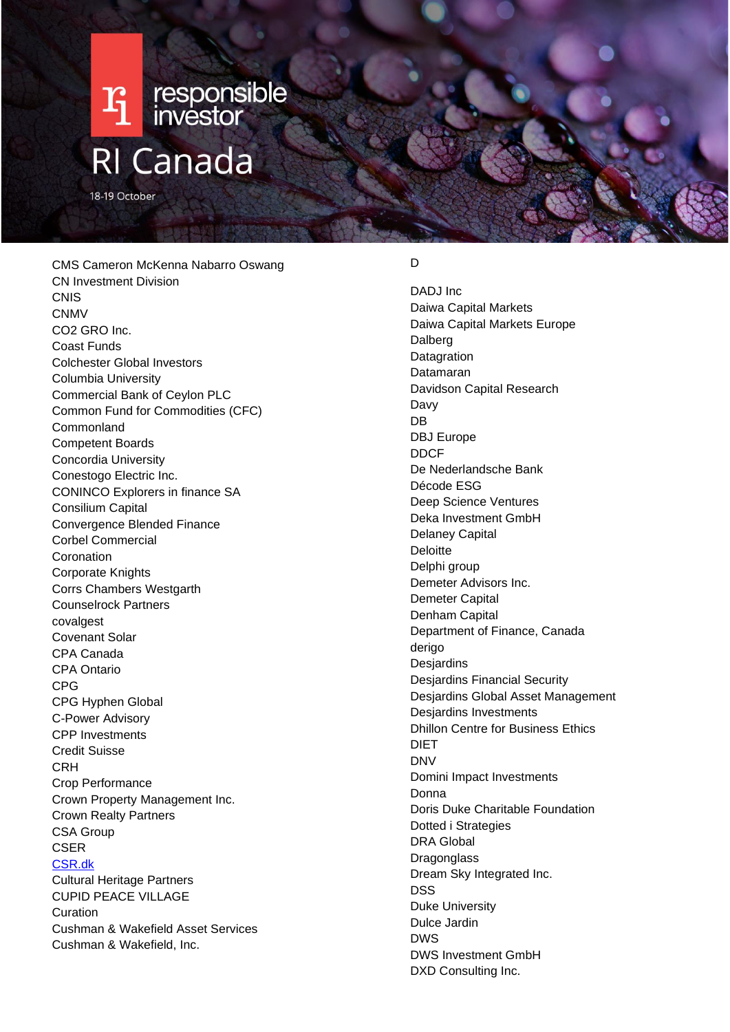CMS Cameron McKenna Nabarro Oswang
CN Investment Division
CNIS
CNMV
CO2 GRO Inc.
Coast Funds
Colchester Global Investors
Columbia University
Commercial Bank of Ceylon PLC
Common Fund for Commodities (CFC)
Commonland
Competent Boards
Concordia University
Conestogo Electric Inc.
CONINCO Explorers in finance SA
Consilium Capital
Convergence Blended Finance
Corbel Commercial
Coronation
Corporate Knights
Corrs Chambers Westgarth
Counselrock Partners
covalgest
Covenant Solar
CPA Canada
CPA Ontario
CPG
CPG Hyphen Global
C-Power Advisory
CPP Investments
Credit Suisse
CRH
Crop Performance
Crown Property Management Inc.
Crown Realty Partners
CSA Group
CSER
CSR.dk
Cultural Heritage Partners
CUPID PEACE VILLAGE
Curation
Cushman & Wakefield Asset Services
Cushman & Wakefield, Inc.

D

DADJ Inc
Daiwa Capital Markets
Daiwa Capital Markets Europe
Dalberg
Datagration
Datamaran
Davidson Capital Research
Davy
DB
DBJ Europe
DDCF
De Nederlandsche Bank
Décode ESG
Deep Science Ventures
Deka Investment GmbH
Delaney Capital
Deloitte
Delphi group
Demeter Advisors Inc.
Demeter Capital
Denham Capital
Department of Finance, Canada
derigo
Desjardins
Desjardins Financial Security
Desjardins Global Asset Management
Desjardins Investments
Dhillon Centre for Business Ethics
DIET
DNV
Domini Impact Investments
Donna
Doris Duke Charitable Foundation
Dotted i Strategies
DRA Global
Dragonglass
Dream Sky Integrated Inc.
DSS
Duke University
Dulce Jardin
DWS
DWS Investment GmbH
DXD Consulting Inc.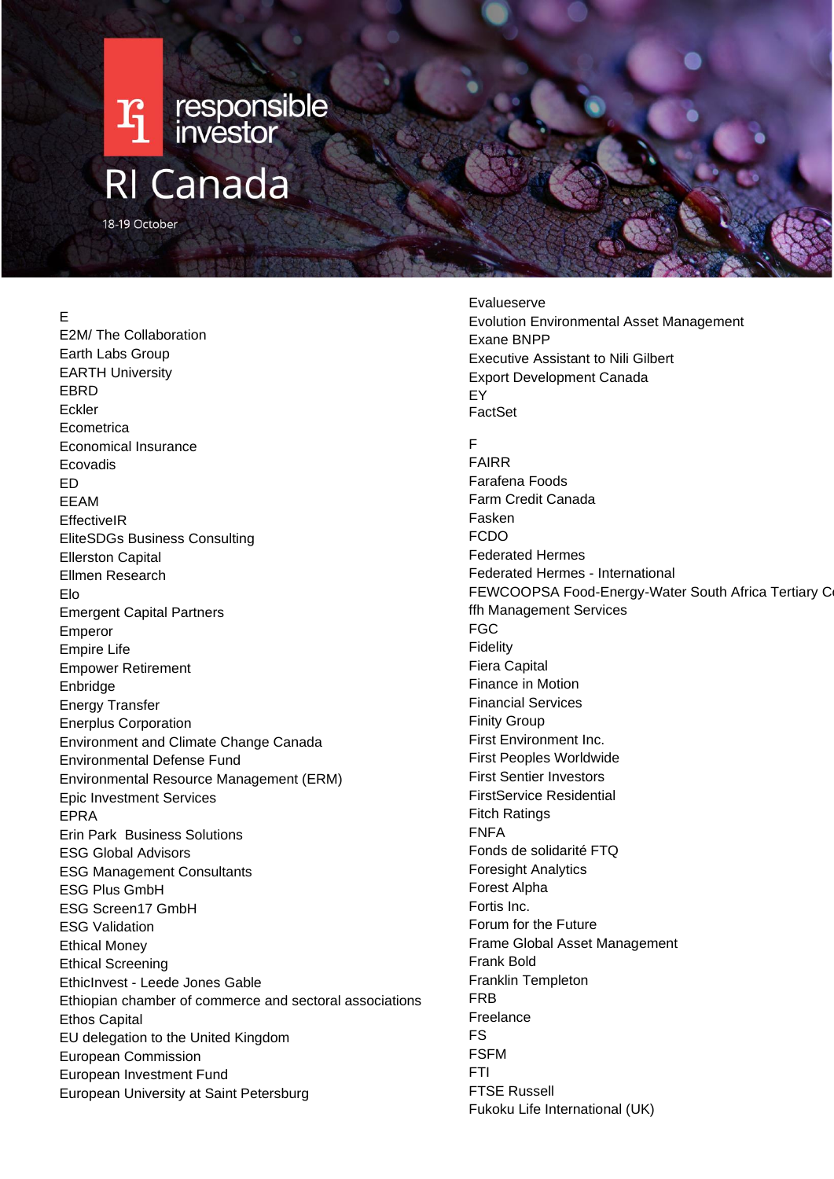# RI Canada

18-19 October

E
E2M/ The Collaboration
Earth Labs Group
EARTH University
EBRD
Eckler
Ecometrica
Economical Insurance
Ecovadis
ED
EEAM
EffectiveIR
EliteSDGs Business Consulting
Ellerston Capital
Ellmen Research
Elo
Emergent Capital Partners
Emperor
Empire Life
Empower Retirement
Enbridge
Energy Transfer
Enerplus Corporation
Environment and Climate Change Canada
Environmental Defense Fund
Environmental Resource Management (ERM)
Epic Investment Services
EPRA
Erin Park  Business Solutions
ESG Global Advisors
ESG Management Consultants
ESG Plus GmbH
ESG Screen17 GmbH
ESG Validation
Ethical Money
Ethical Screening
EthicInvest - Leede Jones Gable
Ethiopian chamber of commerce and sectoral associations
Ethos Capital
EU delegation to the United Kingdom
European Commission
European Investment Fund
European University at Saint Petersburg
Evalueserve
Evolution Environmental Asset Management
Exane BNPP
Executive Assistant to Nili Gilbert
Export Development Canada
EY
FactSet

F
FAIRR
Farafena Foods
Farm Credit Canada
Fasken
FCDO
Federated Hermes
Federated Hermes - International
FEWCOOPSA Food-Energy-Water South Africa Tertiary C
ffh Management Services
FGC
Fidelity
Fiera Capital
Finance in Motion
Financial Services
Finity Group
First Environment Inc.
First Peoples Worldwide
First Sentier Investors
FirstService Residential
Fitch Ratings
FNFA
Fonds de solidarité FTQ
Foresight Analytics
Forest Alpha
Fortis Inc.
Forum for the Future
Frame Global Asset Management
Frank Bold
Franklin Templeton
FRB
Freelance
FS
FSFM
FTI
FTSE Russell
Fukoku Life International (UK)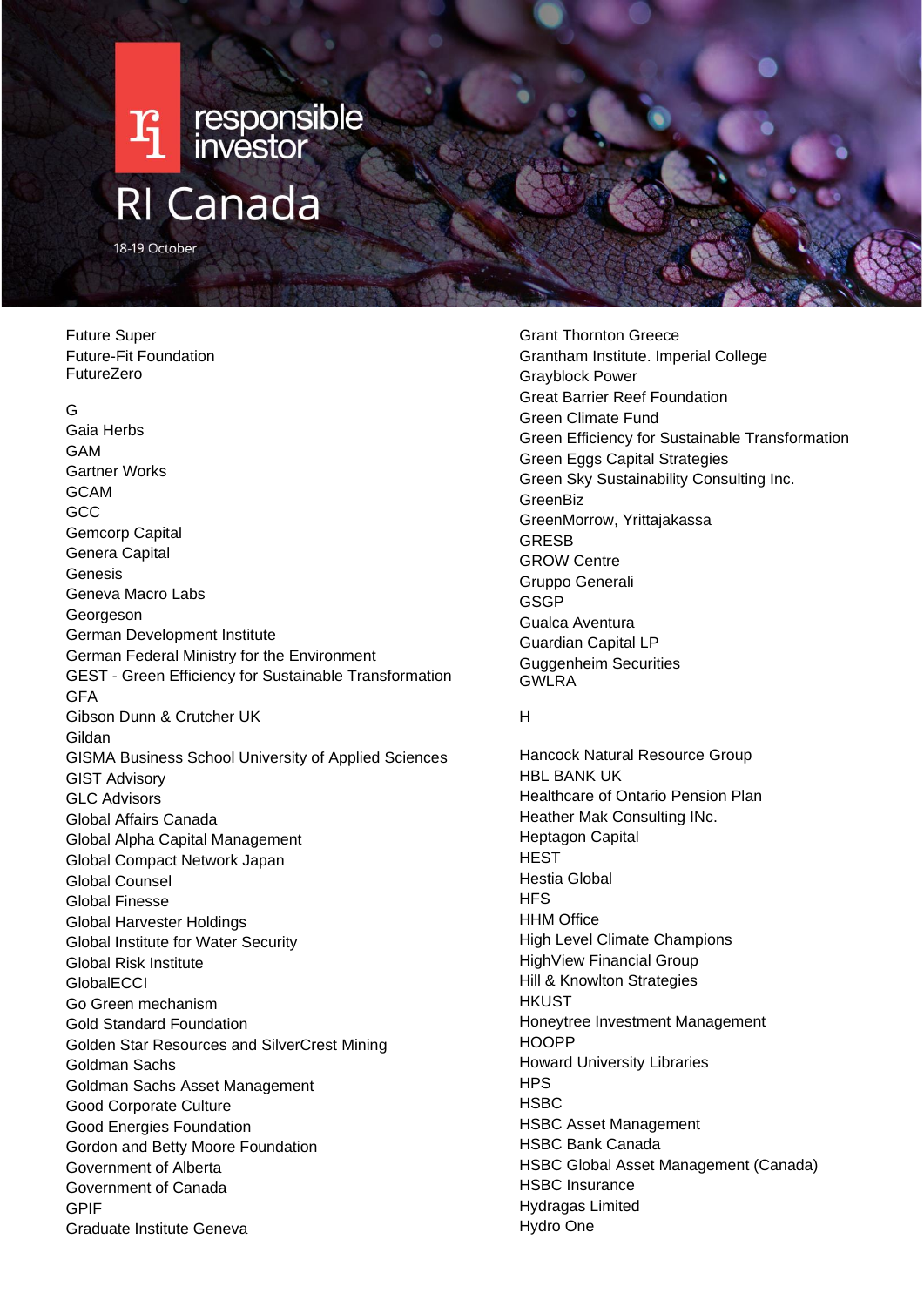# RI Canada

18-19 October

Future Super
Future-Fit Foundation
FutureZero

G

Gaia Herbs
GAM
Gartner Works
GCAM
GCC
Gemcorp Capital
Genera Capital
Genesis
Geneva Macro Labs
Georgeson
German Development Institute
German Federal Ministry for the Environment
GEST - Green Efficiency for Sustainable Transformation
GFA
Gibson Dunn & Crutcher UK
Gildan
GISMA Business School University of Applied Sciences
GIST Advisory
GLC Advisors
Global Affairs Canada
Global Alpha Capital Management
Global Compact Network Japan
Global Counsel
Global Finesse
Global Harvester Holdings
Global Institute for Water Security
Global Risk Institute
GlobalECCI
Go Green mechanism
Gold Standard Foundation
Golden Star Resources and SilverCrest Mining
Goldman Sachs
Goldman Sachs Asset Management
Good Corporate Culture
Good Energies Foundation
Gordon and Betty Moore Foundation
Government of Alberta
Government of Canada
GPIF
Graduate Institute Geneva
Grant Thornton Greece
Grantham Institute. Imperial College
Grayblock Power
Great Barrier Reef Foundation
Green Climate Fund
Green Efficiency for Sustainable Transformation
Green Eggs Capital Strategies
Green Sky Sustainability Consulting Inc.
GreenBiz
GreenMorrow, Yrittajakassa
GRESB
GROW Centre
Gruppo Generali
GSGP
Gualca Aventura
Guardian Capital LP
Guggenheim Securities
GWLRA

H

Hancock Natural Resource Group
HBL BANK UK
Healthcare of Ontario Pension Plan
Heather Mak Consulting INc.
Heptagon Capital
HEST
Hestia Global
HFS
HHM Office
High Level Climate Champions
HighView Financial Group
Hill & Knowlton Strategies
HKUST
Honeytree Investment Management
HOOPP
Howard University Libraries
HPS
HSBC
HSBC Asset Management
HSBC Bank Canada
HSBC Global Asset Management (Canada)
HSBC Insurance
Hydragas Limited
Hydro One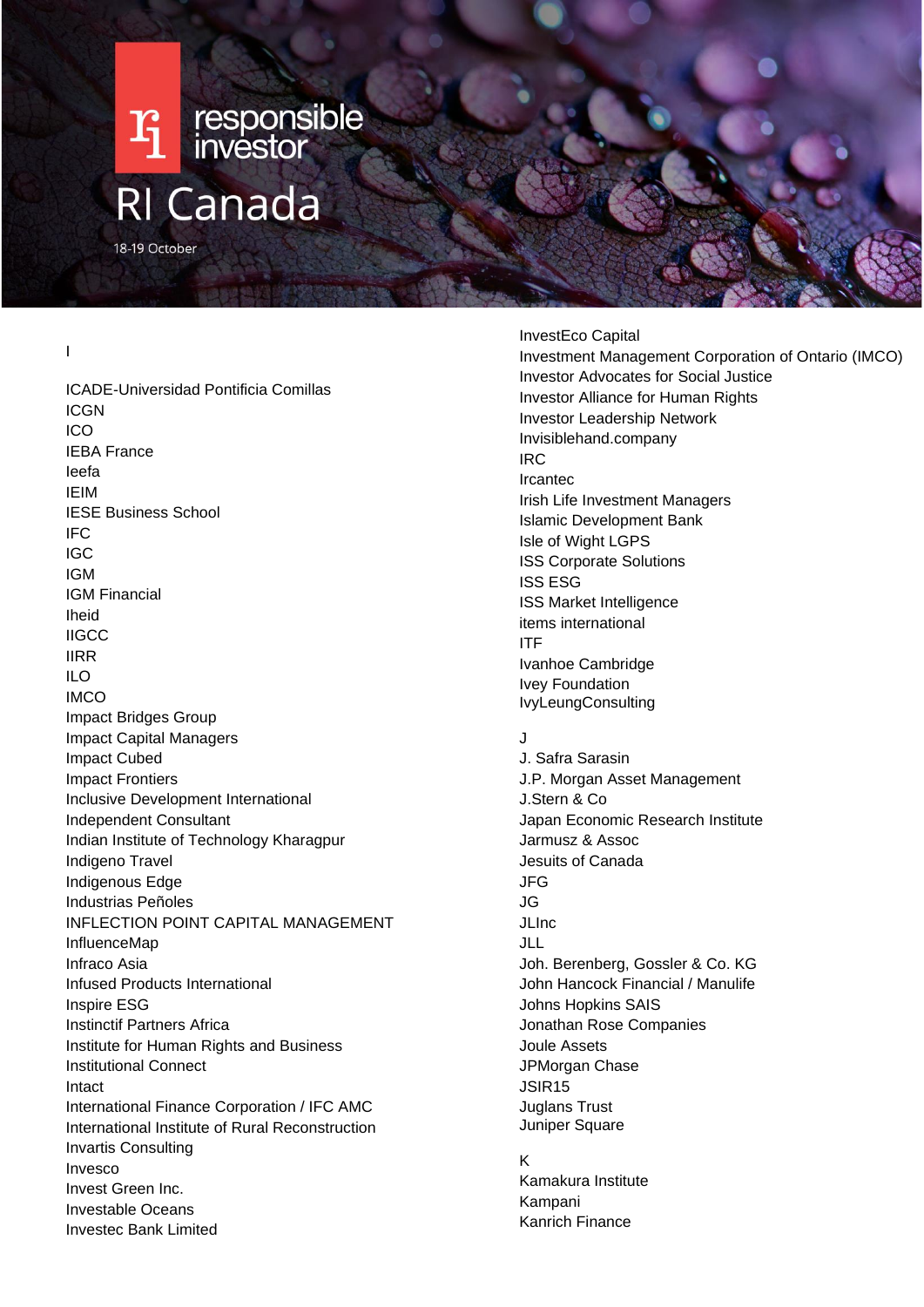I

ICADE-Universidad Pontificia Comillas
ICGN
ICO
IEBA France
Ieefa
IEIM
IESE Business School
IFC
IGC
IGM
IGM Financial
Iheid
IIGCC
IIRR
ILO
IMCO
Impact Bridges Group
Impact Capital Managers
Impact Cubed
Impact Frontiers
Inclusive Development International
Independent Consultant
Indian Institute of Technology Kharagpur
Indigeno Travel
Indigenous Edge
Industrias Peñoles
INFLECTION POINT CAPITAL MANAGEMENT
InfluenceMap
Infraco Asia
Infused Products International
Inspire ESG
Instinctif Partners Africa
Institute for Human Rights and Business
Institutional Connect
Intact
International Finance Corporation / IFC AMC
International Institute of Rural Reconstruction
Invartis Consulting
Invesco
Invest Green Inc.
Investable Oceans
Investec Bank Limited
InvestEco Capital
Investment Management Corporation of Ontario (IMCO)
Investor Advocates for Social Justice
Investor Alliance for Human Rights
Investor Leadership Network
Invisiblehand.company
IRC
Ircantec
Irish Life Investment Managers
Islamic Development Bank
Isle of Wight LGPS
ISS Corporate Solutions
ISS ESG
ISS Market Intelligence
items international
ITF
Ivanhoe Cambridge
Ivey Foundation
IvyLeungConsulting

J

J. Safra Sarasin
J.P. Morgan Asset Management
J.Stern & Co
Japan Economic Research Institute
Jarmusz & Assoc
Jesuits of Canada
JFG
JG
JLInc
JLL
Joh. Berenberg, Gossler & Co. KG
John Hancock Financial / Manulife
Johns Hopkins SAIS
Jonathan Rose Companies
Joule Assets
JPMorgan Chase
JSIR15
Juglans Trust
Juniper Square

K

Kamakura Institute
Kampani
Kanrich Finance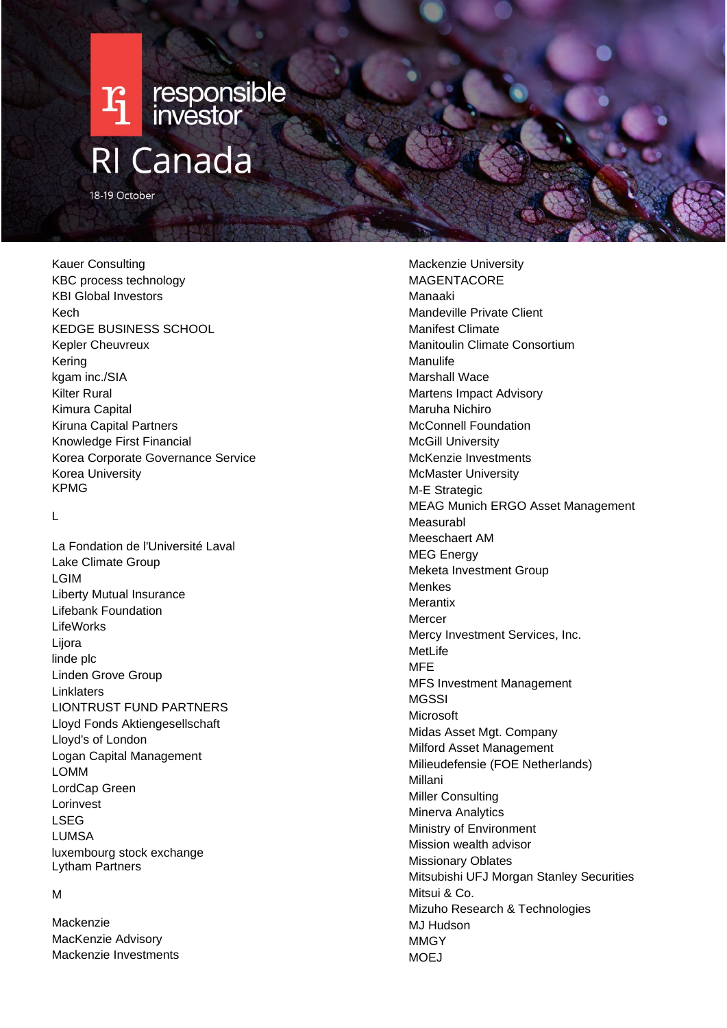Kauer Consulting
KBC process technology
KBI Global Investors
Kech
KEDGE BUSINESS SCHOOL
Kepler Cheuvreux
Kering
kgam inc./SIA
Kilter Rural
Kimura Capital
Kiruna Capital Partners
Knowledge First Financial
Korea Corporate Governance Service
Korea University
KPMG

L

La Fondation de l'Université Laval
Lake Climate Group
LGIM
Liberty Mutual Insurance
Lifebank Foundation
LifeWorks
Lijora
linde plc
Linden Grove Group
Linklaters
LIONTRUST FUND PARTNERS
Lloyd Fonds Aktiengesellschaft
Lloyd's of London
Logan Capital Management
LOMM
LordCap Green
Lorinvest
LSEG
LUMSA
luxembourg stock exchange
Lytham Partners

M

Mackenzie
MacKenzie Advisory
Mackenzie Investments
Mackenzie University
MAGENTACORE
Manaaki
Mandeville Private Client
Manifest Climate
Manitoulin Climate Consortium
Manulife
Marshall Wace
Martens Impact Advisory
Maruha Nichiro
McConnell Foundation
McGill University
McKenzie Investments
McMaster University
M-E Strategic
MEAG Munich ERGO Asset Management
Measurabl
Meeschaert AM
MEG Energy
Meketa Investment Group
Menkes
Merantix
Mercer
Mercy Investment Services, Inc.
MetLife
MFE
MFS Investment Management
MGSSI
Microsoft
Midas Asset Mgt. Company
Milford Asset Management
Milieudefensie (FOE Netherlands)
Millani
Miller Consulting
Minerva Analytics
Ministry of Environment
Mission wealth advisor
Missionary Oblates
Mitsubishi UFJ Morgan Stanley Securities
Mitsui & Co.
Mizuho Research & Technologies
MJ Hudson
MMGY
MOEJ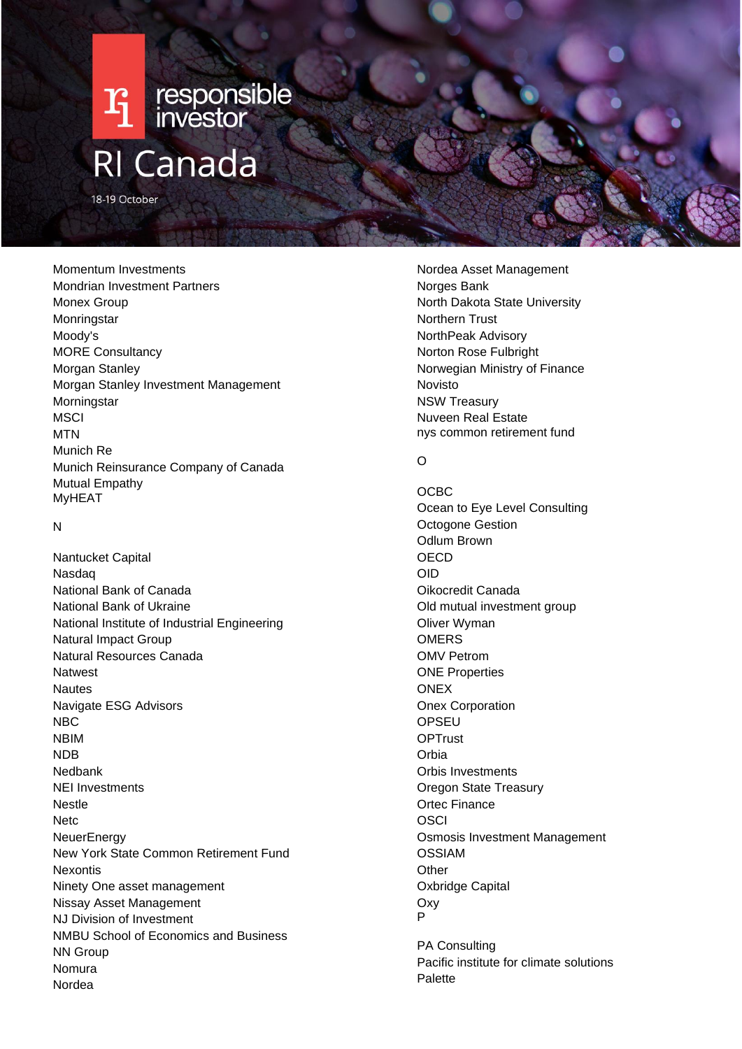Momentum Investments
Mondrian Investment Partners
Monex Group
Monringstar
Moody's
MORE Consultancy
Morgan Stanley
Morgan Stanley Investment Management
Morningstar
MSCI
MTN
Munich Re
Munich Reinsurance Company of Canada
Mutual Empathy
MyHEAT

N

Nantucket Capital
Nasdaq
National Bank of Canada
National Bank of Ukraine
National Institute of Industrial Engineering
Natural Impact Group
Natural Resources Canada
Natwest
Nautes
Navigate ESG Advisors
NBC
NBIM
NDB
Nedbank
NEI Investments
Nestle
Netc
NeuerEnergy
New York State Common Retirement Fund
Nexontis
Ninety One asset management
Nissay Asset Management
NJ Division of Investment
NMBU School of Economics and Business
NN Group
Nomura
Nordea
Nordea Asset Management
Norges Bank
North Dakota State University
Northern Trust
NorthPeak Advisory
Norton Rose Fulbright
Norwegian Ministry of Finance
Novisto
NSW Treasury
Nuveen Real Estate
nys common retirement fund

O

OCBC
Ocean to Eye Level Consulting
Octogone Gestion
Odlum Brown
OECD
OID
Oikocredit Canada
Old mutual investment group
Oliver Wyman
OMERS
OMV Petrom
ONE Properties
ONEX
Onex Corporation
OPSEU
OPTrust
Orbia
Orbis Investments
Oregon State Treasury
Ortec Finance
OSCI
Osmosis Investment Management
OSSIAM
Other
Oxbridge Capital
Oxy

P

PA Consulting
Pacific institute for climate solutions
Palette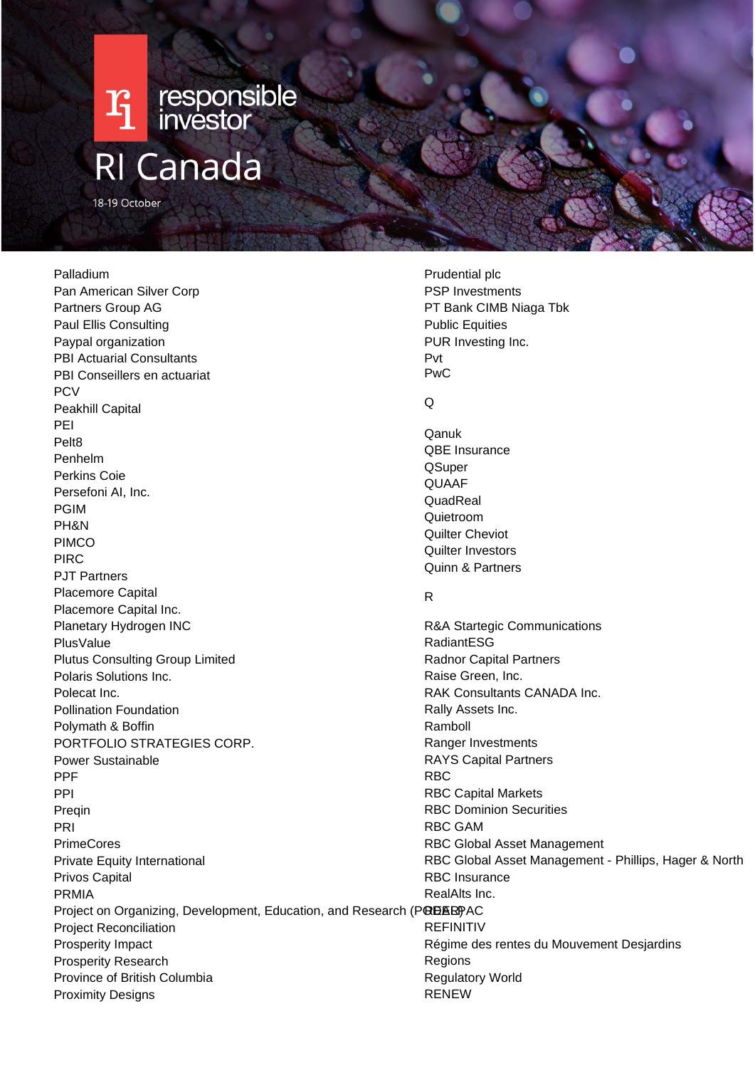Palladium
Pan American Silver Corp
Partners Group AG
Paul Ellis Consulting
Paypal organization
PBI Actuarial Consultants
PBI Conseillers en actuariat
PCV
Peakhill Capital
PEI
Pelt8
Penhelm
Perkins Coie
Persefoni AI, Inc.
PGIM
PH&N
PIMCO
PIRC
PJT Partners
Placemore Capital
Placemore Capital Inc.
Planetary Hydrogen INC
PlusValue
Plutus Consulting Group Limited
Polaris Solutions Inc.
Polecat Inc.
Pollination Foundation
Polymath & Boffin
PORTFOLIO STRATEGIES CORP.
Power Sustainable
PPF
PPI
Preqin
PRI
PrimeCores
Private Equity International
Privos Capital
PRMIA
Project on Organizing, Development, Education, and Research (PODER)
Project Reconciliation
Prosperity Impact
Prosperity Research
Province of British Columbia
Proximity Designs
Prudential plc
PSP Investments
PT Bank CIMB Niaga Tbk
Public Equities
PUR Investing Inc.
Pvt
PwC

Q

Qanuk
QBE Insurance
QSuper
QUAAF
QuadReal
Quietroom
Quilter Cheviot
Quilter Investors
Quinn & Partners

R

R&A Startegic Communications
RadiantESG
Radnor Capital Partners
Raise Green, Inc.
RAK Consultants CANADA Inc.
Rally Assets Inc.
Ramboll
Ranger Investments
RAYS Capital Partners
RBC
RBC Capital Markets
RBC Dominion Securities
RBC GAM
RBC Global Asset Management
RBC Global Asset Management - Phillips, Hager & North
RBC Insurance
RealAlts Inc.
REALPAC
REFINITIV
Régime des rentes du Mouvement Desjardins
Regions
Regulatory World
RENEW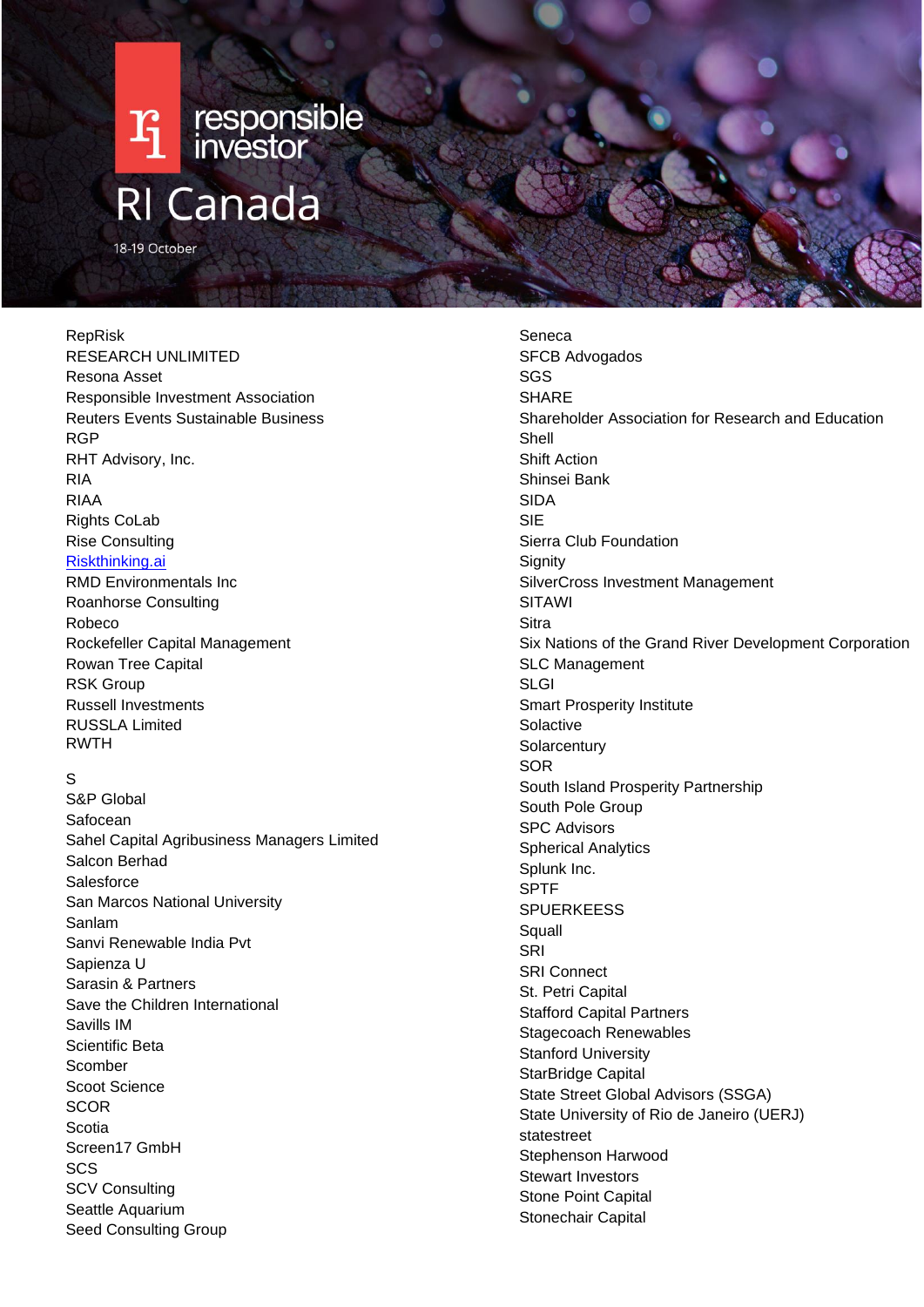RepRisk
RESEARCH UNLIMITED
Resona Asset
Responsible Investment Association
Reuters Events Sustainable Business
RGP
RHT Advisory, Inc.
RIA
RIAA
Rights CoLab
Rise Consulting
Riskthinking.ai
RMD Environmentals Inc
Roanhorse Consulting
Robeco
Rockefeller Capital Management
Rowan Tree Capital
RSK Group
Russell Investments
RUSSLA Limited
RWTH

S
S&P Global
Safocean
Sahel Capital Agribusiness Managers Limited
Salcon Berhad
Salesforce
San Marcos National University
Sanlam
Sanvi Renewable India Pvt
Sapienza U
Sarasin & Partners
Save the Children International
Savills IM
Scientific Beta
Scomber
Scoot Science
SCOR
Scotia
Screen17 GmbH
SCS
SCV Consulting
Seattle Aquarium
Seed Consulting Group
Seneca
SFCB Advogados
SGS
SHARE
Shareholder Association for Research and Education
Shell
Shift Action
Shinsei Bank
SIDA
SIE
Sierra Club Foundation
Signity
SilverCross Investment Management
SITAWI
Sitra
Six Nations of the Grand River Development Corporation
SLC Management
SLGI
Smart Prosperity Institute
Solactive
Solarcentury
SOR
South Island Prosperity Partnership
South Pole Group
SPC Advisors
Spherical Analytics
Splunk Inc.
SPTF
SPUERKEESS
Squall
SRI
SRI Connect
St. Petri Capital
Stafford Capital Partners
Stagecoach Renewables
Stanford University
StarBridge Capital
State Street Global Advisors (SSGA)
State University of Rio de Janeiro (UERJ)
statestreet
Stephenson Harwood
Stewart Investors
Stone Point Capital
Stonechair Capital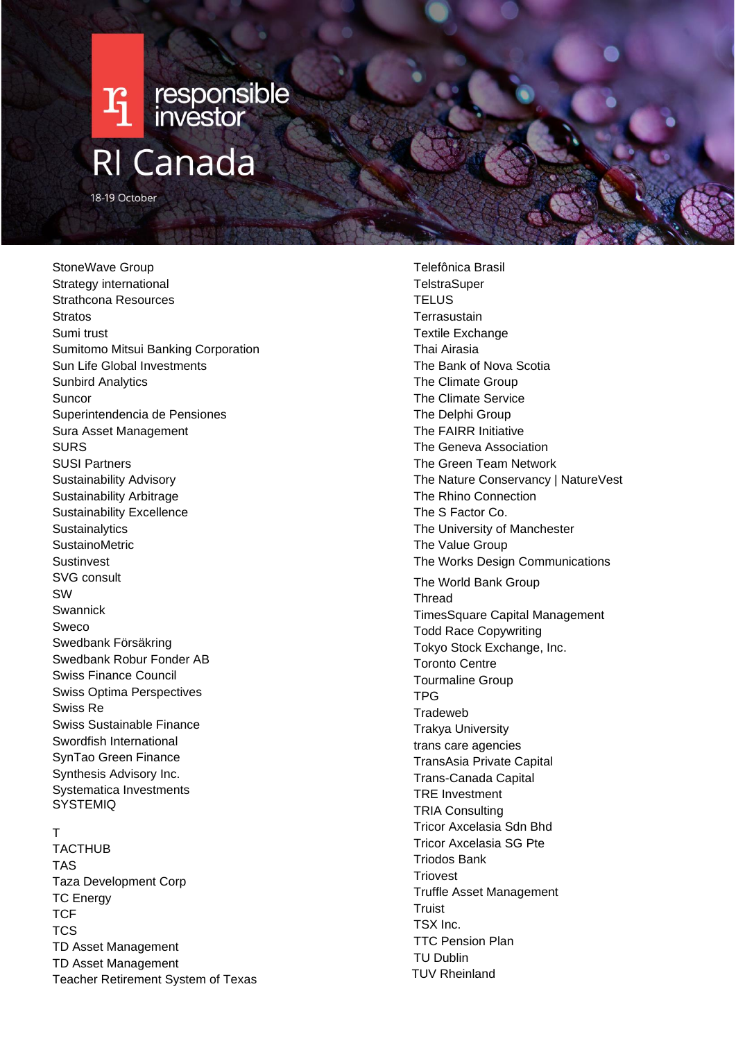StoneWave Group
Strategy international
Strathcona Resources
Stratos
Sumi trust
Sumitomo Mitsui Banking Corporation
Sun Life Global Investments
Sunbird Analytics
Suncor
Superintendencia de Pensiones
Sura Asset Management
SURS
SUSI Partners
Sustainability Advisory
Sustainability Arbitrage
Sustainability Excellence
Sustainalytics
SustainoMetric
Sustinvest
SVG consult
SW
Swannick
Sweco
Swedbank Försäkring
Swedbank Robur Fonder AB
Swiss Finance Council
Swiss Optima Perspectives
Swiss Re
Swiss Sustainable Finance
Swordfish International
SynTao Green Finance
Synthesis Advisory Inc.
Systematica Investments
SYSTEMIQ

T
TACTHUB
TAS
Taza Development Corp
TC Energy
TCF
TCS
TD Asset Management
TD Asset Management
Teacher Retirement System of Texas
Telefônica Brasil
TelstraSuper
TELUS
Terrasustain
Textile Exchange
Thai Airasia
The Bank of Nova Scotia
The Climate Group
The Climate Service
The Delphi Group
The FAIRR Initiative
The Geneva Association
The Green Team Network
The Nature Conservancy | NatureVest
The Rhino Connection
The S Factor Co.
The University of Manchester
The Value Group
The Works Design Communications
The World Bank Group
Thread
TimesSquare Capital Management
Todd Race Copywriting
Tokyo Stock Exchange, Inc.
Toronto Centre
Tourmaline Group
TPG
Tradeweb
Trakya University
trans care agencies
TransAsia Private Capital
Trans-Canada Capital
TRE Investment
TRIA Consulting
Tricor Axcelasia Sdn Bhd
Tricor Axcelasia SG Pte
Triodos Bank
Triovest
Truffle Asset Management
Truist
TSX Inc.
TTC Pension Plan
TU Dublin
TUV Rheinland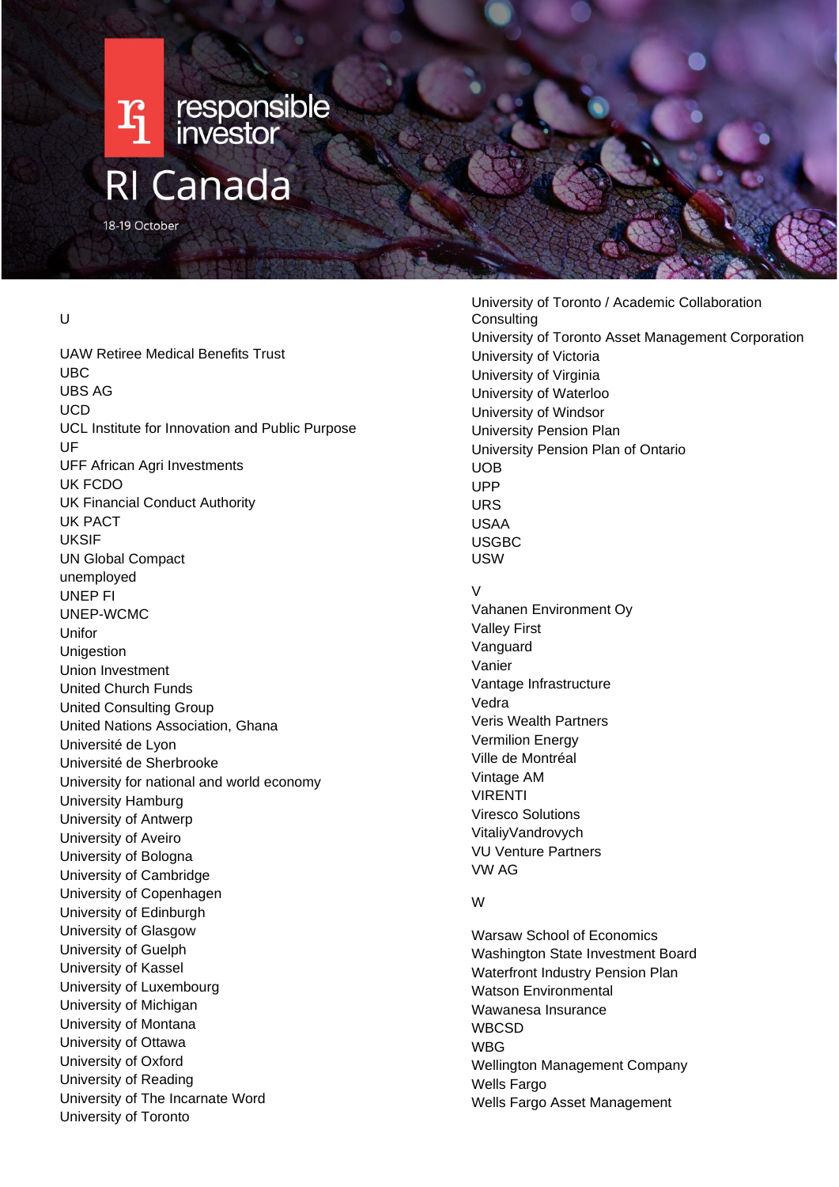U

UAW Retiree Medical Benefits Trust
UBC
UBS AG
UCD
UCL Institute for Innovation and Public Purpose
UF
UFF African Agri Investments
UK FCDO
UK Financial Conduct Authority
UK PACT
UKSIF
UN Global Compact
unemployed
UNEP FI
UNEP-WCMC
Unifor
Unigestion
Union Investment
United Church Funds
United Consulting Group
United Nations Association, Ghana
Université de Lyon
Université de Sherbrooke
University for national and world economy
University Hamburg
University of Antwerp
University of Aveiro
University of Bologna
University of Cambridge
University of Copenhagen
University of Edinburgh
University of Glasgow
University of Guelph
University of Kassel
University of Luxembourg
University of Michigan
University of Montana
University of Ottawa
University of Oxford
University of Reading
University of The Incarnate Word
University of Toronto
University of Toronto / Academic Collaboration Consulting
University of Toronto Asset Management Corporation
University of Victoria
University of Virginia
University of Waterloo
University of Windsor
University Pension Plan
University Pension Plan of Ontario
UOB
UPP
URS
USAA
USGBC
USW

V

Vahanen Environment Oy
Valley First
Vanguard
Vanier
Vantage Infrastructure
Vedra
Veris Wealth Partners
Vermilion Energy
Ville de Montréal
Vintage AM
VIRENTI
Viresco Solutions
VitaliyVandrovych
VU Venture Partners
VW AG

W

Warsaw School of Economics
Washington State Investment Board
Waterfront Industry Pension Plan
Watson Environmental
Wawanesa Insurance
WBCSD
WBG
Wellington Management Company
Wells Fargo
Wells Fargo Asset Management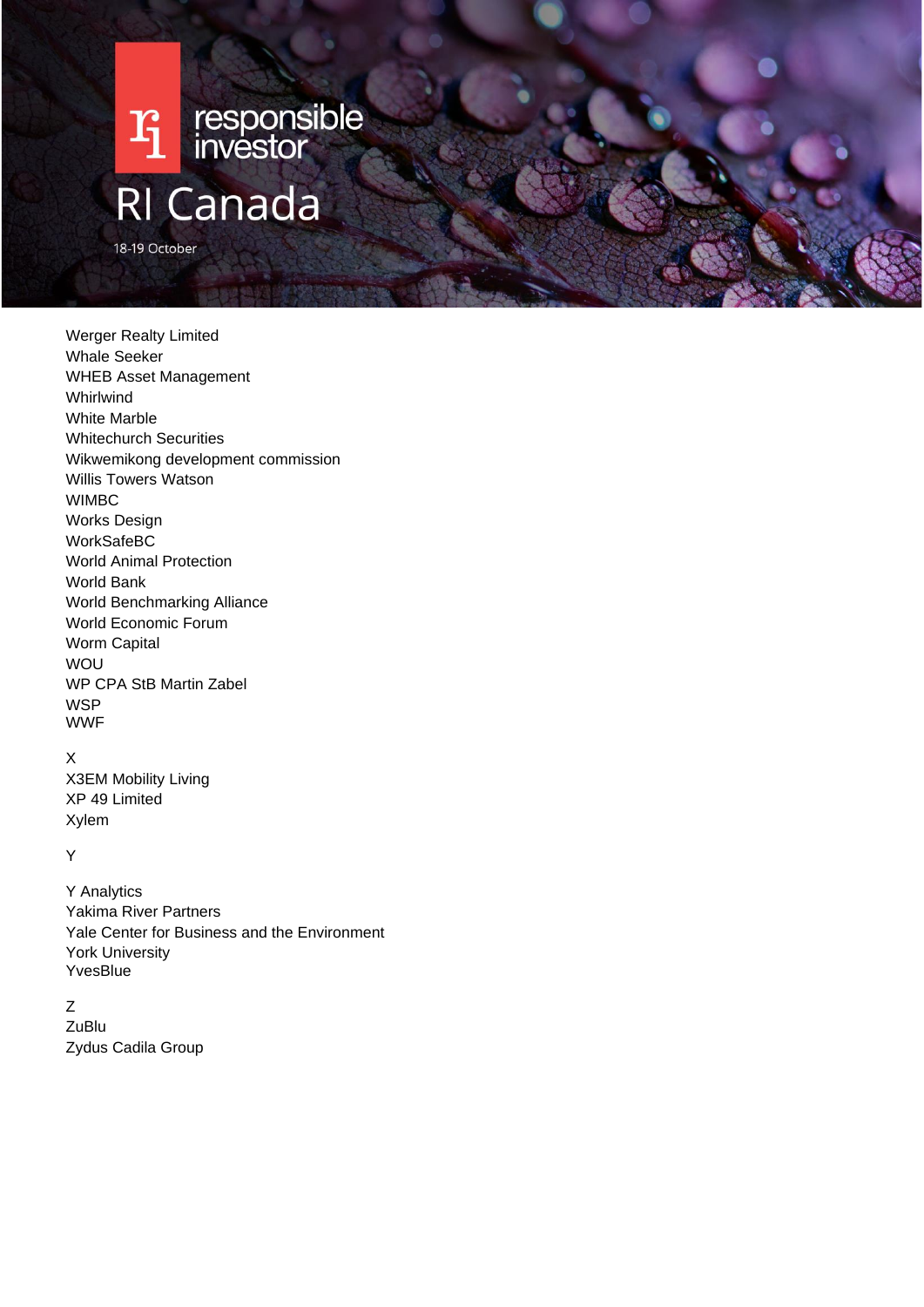Werger Realty Limited
Whale Seeker
WHEB Asset Management
Whirlwind
White Marble
Whitechurch Securities
Wikwemikong development commission
Willis Towers Watson
WIMBC
Works Design
WorkSafeBC
World Animal Protection
World Bank
World Benchmarking Alliance
World Economic Forum
Worm Capital
WOU
WP CPA StB Martin Zabel
WSP
WWF

X
X3EM Mobility Living
XP 49 Limited
Xylem

Y

Y Analytics
Yakima River Partners
Yale Center for Business and the Environment
York University
YvesBlue

Z
ZuBlu
Zydus Cadila Group